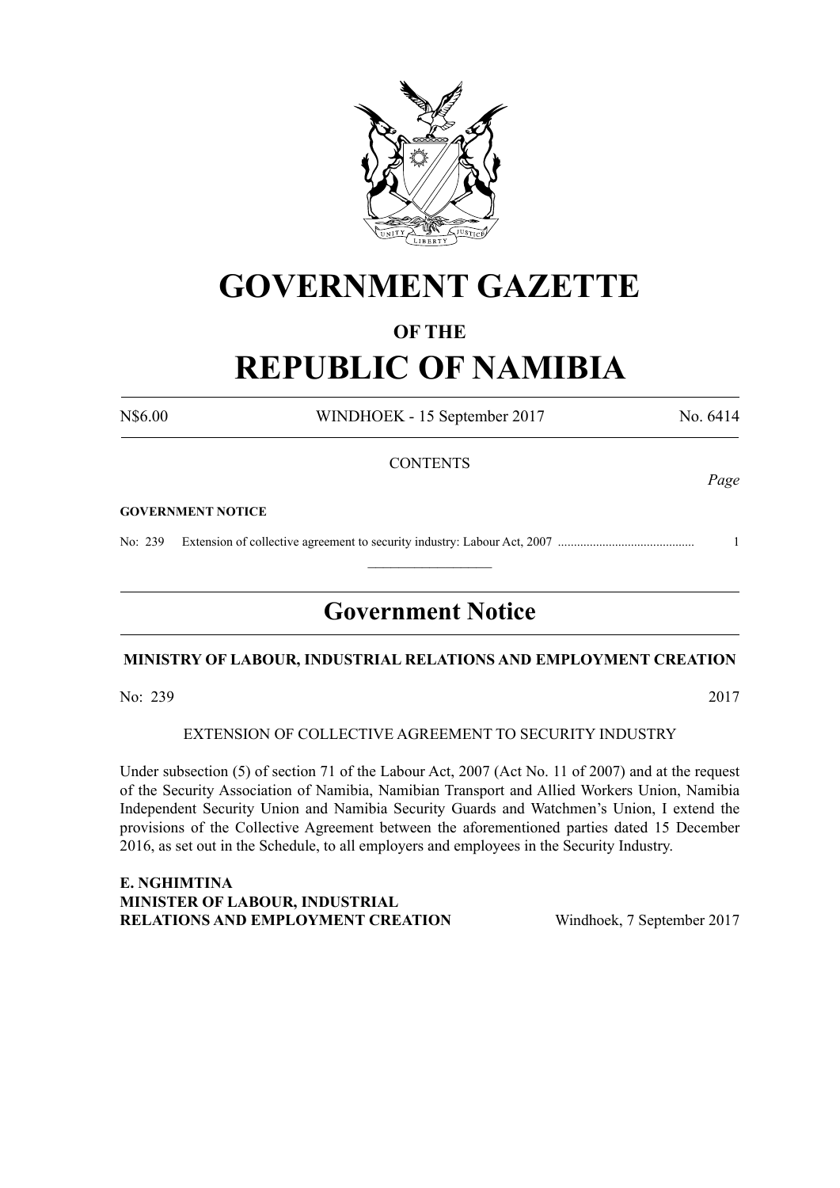# GOVERNMENT GAZETTE

## OF THE

# REPUBLIC OF NAMIBIA

N$6.00 WINDHOEK - 15 September 2017 No. 6414

CONTENTS

*Page*

**GOVERNMENT NOTICE**

No: 239 Extension of collective agreement to security industry: Labour Act, 2007 .......................................... 1

---

## Government Notice

**MINISTRY OF LABOUR, INDUSTRIAL RELATIONS AND EMPLOYMENT CREATION**

No: 239 2017

EXTENSION OF COLLECTIVE AGREEMENT TO SECURITY INDUSTRY

Under subsection (5) of section 71 of the Labour Act, 2007 (Act No. 11 of 2007) and at the request of the Security Association of Namibia, Namibian Transport and Allied Workers Union, Namibia Independent Security Union and Namibia Security Guards and Watchmen's Union, I extend the provisions of the Collective Agreement between the aforementioned parties dated 15 December 2016, as set out in the Schedule, to all employers and employees in the Security Industry.

**E. NGHIMTINA**
**MINISTER OF LABOUR, INDUSTRIAL RELATIONS AND EMPLOYMENT CREATION**

Windhoek, 7 September 2017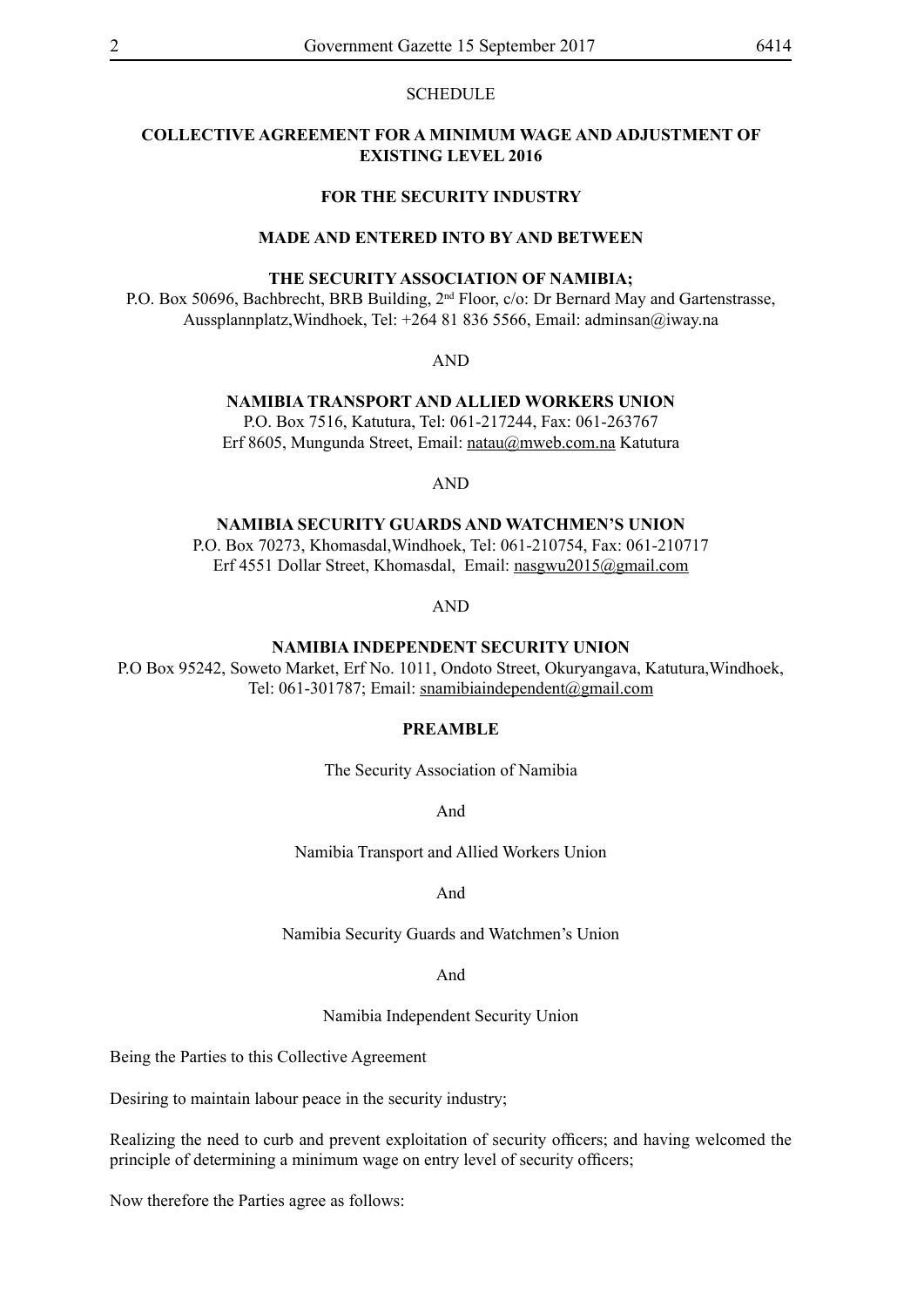SCHEDULE

**COLLECTIVE AGREEMENT FOR A MINIMUM WAGE AND ADJUSTMENT OF EXISTING LEVEL 2016**

**FOR THE SECURITY INDUSTRY**

**MADE AND ENTERED INTO BY AND BETWEEN**

**THE SECURITY ASSOCIATION OF NAMIBIA;**

P.O. Box 50696, Bachbrecht, BRB Building, 2nd Floor, c/o: Dr Bernard May and Gartenstrasse, Aussplannplatz,Windhoek, Tel: +264 81 836 5566, Email: adminsan@iway.na

AND

**NAMIBIA TRANSPORT AND ALLIED WORKERS UNION**

P.O. Box 7516, Katutura, Tel: 061-217244, Fax: 061-263767
Erf 8605, Mungunda Street, Email: natau@mweb.com.na Katutura

AND

**NAMIBIA SECURITY GUARDS AND WATCHMEN'S UNION**

P.O. Box 70273, Khomasdal,Windhoek, Tel: 061-210754, Fax: 061-210717
Erf 4551 Dollar Street, Khomasdal, Email: nasgwu2015@gmail.com

AND

**NAMIBIA INDEPENDENT SECURITY UNION**

P.O Box 95242, Soweto Market, Erf No. 1011, Ondoto Street, Okuryangava, Katutura,Windhoek, Tel: 061-301787; Email: snamibiaindependent@gmail.com

**PREAMBLE**

The Security Association of Namibia

And

Namibia Transport and Allied Workers Union

And

Namibia Security Guards and Watchmen's Union

And

Namibia Independent Security Union

Being the Parties to this Collective Agreement

Desiring to maintain labour peace in the security industry;

Realizing the need to curb and prevent exploitation of security officers; and having welcomed the principle of determining a minimum wage on entry level of security officers;

Now therefore the Parties agree as follows: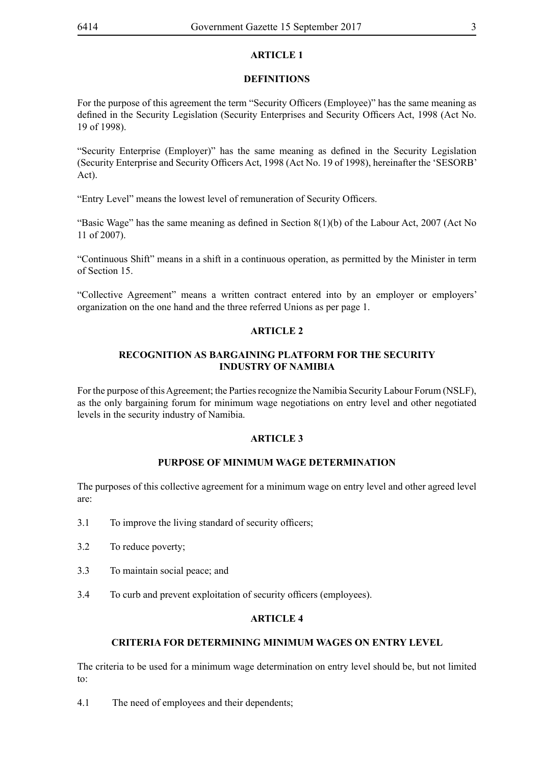## ARTICLE 1

### DEFINITIONS

For the purpose of this agreement the term "Security Officers (Employee)" has the same meaning as defined in the Security Legislation (Security Enterprises and Security Officers Act, 1998 (Act No. 19 of 1998).

"Security Enterprise (Employer)" has the same meaning as defined in the Security Legislation (Security Enterprise and Security Officers Act, 1998 (Act No. 19 of 1998), hereinafter the 'SESORB' Act).

"Entry Level" means the lowest level of remuneration of Security Officers.

"Basic Wage" has the same meaning as defined in Section 8(1)(b) of the Labour Act, 2007 (Act No 11 of 2007).

"Continuous Shift" means in a shift in a continuous operation, as permitted by the Minister in term of Section 15.

"Collective Agreement" means a written contract entered into by an employer or employers' organization on the one hand and the three referred Unions as per page 1.

## ARTICLE 2

### RECOGNITION AS BARGAINING PLATFORM FOR THE SECURITY INDUSTRY OF NAMIBIA

For the purpose of this Agreement; the Parties recognize the Namibia Security Labour Forum (NSLF), as the only bargaining forum for minimum wage negotiations on entry level and other negotiated levels in the security industry of Namibia.

## ARTICLE 3

### PURPOSE OF MINIMUM WAGE DETERMINATION

The purposes of this collective agreement for a minimum wage on entry level and other agreed level are:

3.1 To improve the living standard of security officers;

3.2 To reduce poverty;

3.3 To maintain social peace; and

3.4 To curb and prevent exploitation of security officers (employees).

## ARTICLE 4

### CRITERIA FOR DETERMINING MINIMUM WAGES ON ENTRY LEVEL

The criteria to be used for a minimum wage determination on entry level should be, but not limited to:

4.1 The need of employees and their dependents;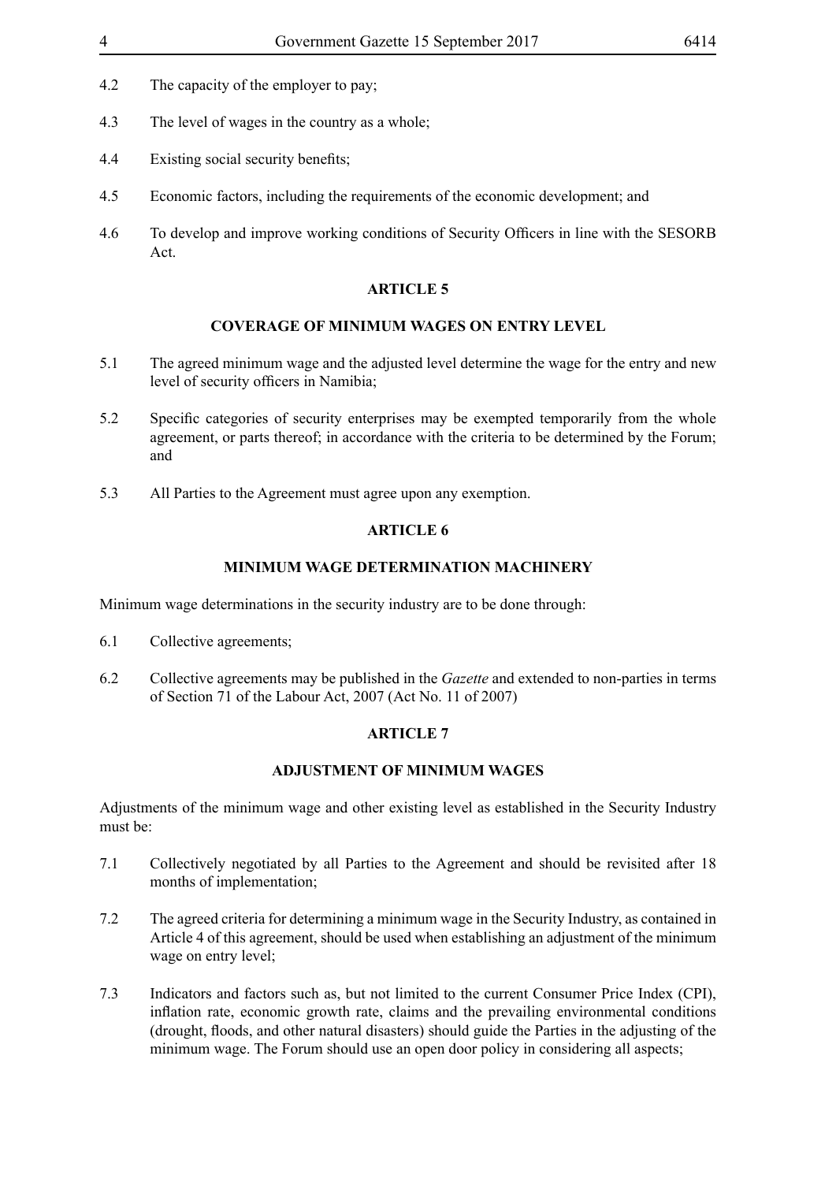4.2 The capacity of the employer to pay;

4.3 The level of wages in the country as a whole;

4.4 Existing social security benefits;

4.5 Economic factors, including the requirements of the economic development; and

4.6 To develop and improve working conditions of Security Officers in line with the SESORB Act.

**ARTICLE 5**

**COVERAGE OF MINIMUM WAGES ON ENTRY LEVEL**

5.1 The agreed minimum wage and the adjusted level determine the wage for the entry and new level of security officers in Namibia;

5.2 Specific categories of security enterprises may be exempted temporarily from the whole agreement, or parts thereof; in accordance with the criteria to be determined by the Forum; and

5.3 All Parties to the Agreement must agree upon any exemption.

**ARTICLE 6**

**MINIMUM WAGE DETERMINATION MACHINERY**

Minimum wage determinations in the security industry are to be done through:

6.1 Collective agreements;

6.2 Collective agreements may be published in the *Gazette* and extended to non-parties in terms of Section 71 of the Labour Act, 2007 (Act No. 11 of 2007)

**ARTICLE 7**

**ADJUSTMENT OF MINIMUM WAGES**

Adjustments of the minimum wage and other existing level as established in the Security Industry must be:

7.1 Collectively negotiated by all Parties to the Agreement and should be revisited after 18 months of implementation;

7.2 The agreed criteria for determining a minimum wage in the Security Industry, as contained in Article 4 of this agreement, should be used when establishing an adjustment of the minimum wage on entry level;

7.3 Indicators and factors such as, but not limited to the current Consumer Price Index (CPI), inflation rate, economic growth rate, claims and the prevailing environmental conditions (drought, floods, and other natural disasters) should guide the Parties in the adjusting of the minimum wage. The Forum should use an open door policy in considering all aspects;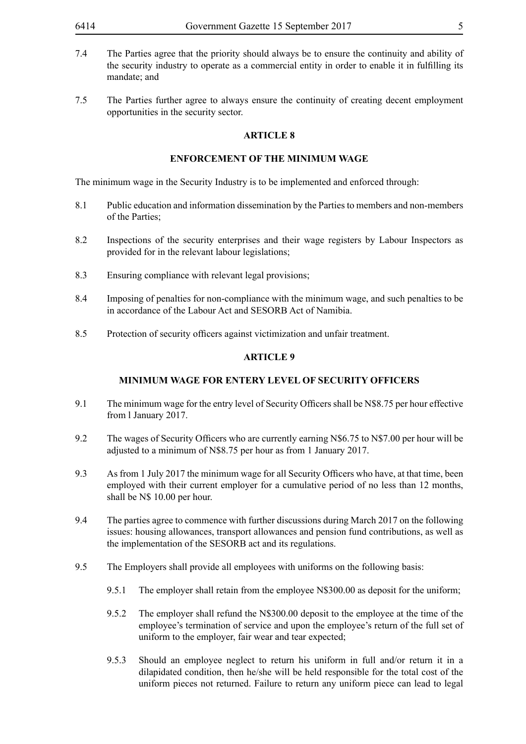7.4 The Parties agree that the priority should always be to ensure the continuity and ability of the security industry to operate as a commercial entity in order to enable it in fulfilling its mandate; and

7.5 The Parties further agree to always ensure the continuity of creating decent employment opportunities in the security sector.

## ARTICLE 8

## ENFORCEMENT OF THE MINIMUM WAGE

The minimum wage in the Security Industry is to be implemented and enforced through:

8.1 Public education and information dissemination by the Parties to members and non-members of the Parties;

8.2 Inspections of the security enterprises and their wage registers by Labour Inspectors as provided for in the relevant labour legislations;

8.3 Ensuring compliance with relevant legal provisions;

8.4 Imposing of penalties for non-compliance with the minimum wage, and such penalties to be in accordance of the Labour Act and SESORB Act of Namibia.

8.5 Protection of security officers against victimization and unfair treatment.

## ARTICLE 9

## MINIMUM WAGE FOR ENTERY LEVEL OF SECURITY OFFICERS

9.1 The minimum wage for the entry level of Security Officers shall be N$8.75 per hour effective from l January 2017.

9.2 The wages of Security Officers who are currently earning N$6.75 to N$7.00 per hour will be adjusted to a minimum of N$8.75 per hour as from 1 January 2017.

9.3 As from 1 July 2017 the minimum wage for all Security Officers who have, at that time, been employed with their current employer for a cumulative period of no less than 12 months, shall be N$ 10.00 per hour.

9.4 The parties agree to commence with further discussions during March 2017 on the following issues: housing allowances, transport allowances and pension fund contributions, as well as the implementation of the SESORB act and its regulations.

9.5 The Employers shall provide all employees with uniforms on the following basis:

9.5.1 The employer shall retain from the employee N$300.00 as deposit for the uniform;

9.5.2 The employer shall refund the N$300.00 deposit to the employee at the time of the employee's termination of service and upon the employee's return of the full set of uniform to the employer, fair wear and tear expected;

9.5.3 Should an employee neglect to return his uniform in full and/or return it in a dilapidated condition, then he/she will be held responsible for the total cost of the uniform pieces not returned. Failure to return any uniform piece can lead to legal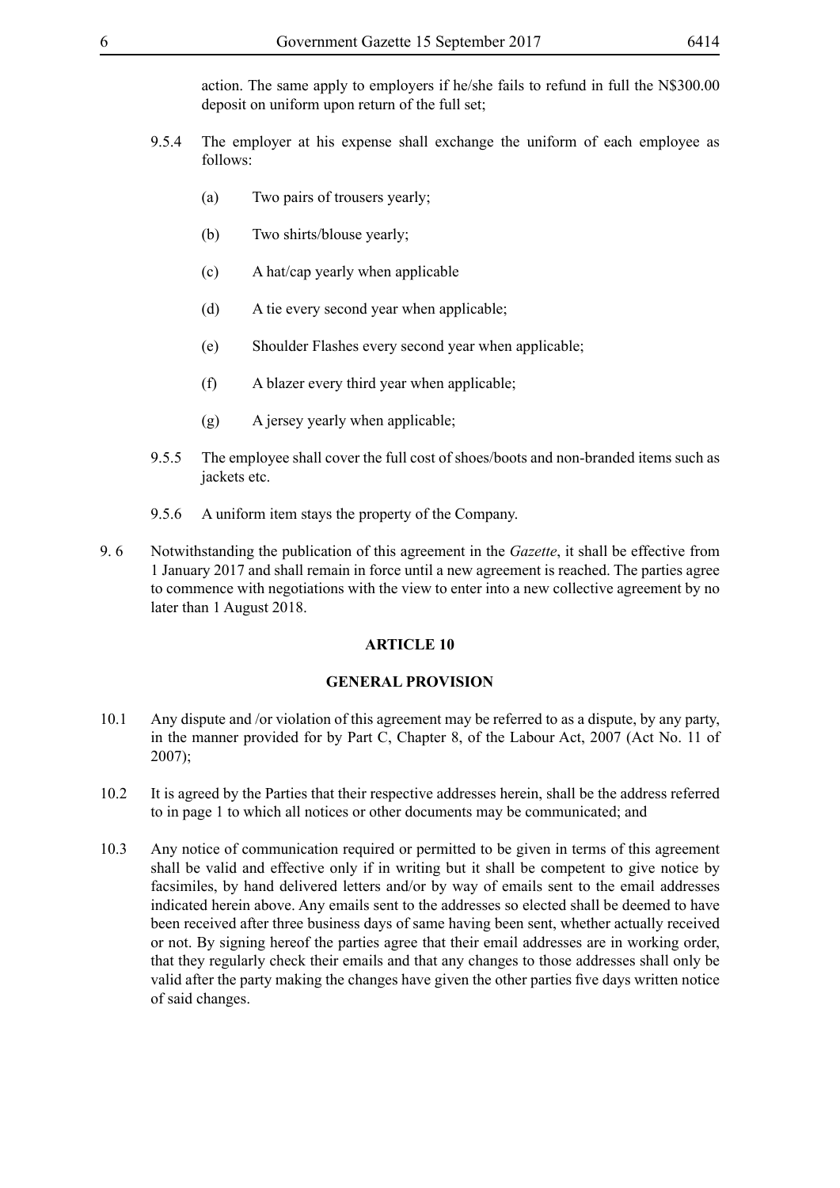action. The same apply to employers if he/she fails to refund in full the N$300.00 deposit on uniform upon return of the full set;

9.5.4 The employer at his expense shall exchange the uniform of each employee as follows:

(a) Two pairs of trousers yearly;

(b) Two shirts/blouse yearly;

(c) A hat/cap yearly when applicable

(d) A tie every second year when applicable;

(e) Shoulder Flashes every second year when applicable;

(f) A blazer every third year when applicable;

(g) A jersey yearly when applicable;

9.5.5 The employee shall cover the full cost of shoes/boots and non-branded items such as jackets etc.

9.5.6 A uniform item stays the property of the Company.

9. 6 Notwithstanding the publication of this agreement in the *Gazette*, it shall be effective from 1 January 2017 and shall remain in force until a new agreement is reached. The parties agree to commence with negotiations with the view to enter into a new collective agreement by no later than 1 August 2018.

## ARTICLE 10

## GENERAL PROVISION

10.1 Any dispute and /or violation of this agreement may be referred to as a dispute, by any party, in the manner provided for by Part C, Chapter 8, of the Labour Act, 2007 (Act No. 11 of 2007);

10.2 It is agreed by the Parties that their respective addresses herein, shall be the address referred to in page 1 to which all notices or other documents may be communicated; and

10.3 Any notice of communication required or permitted to be given in terms of this agreement shall be valid and effective only if in writing but it shall be competent to give notice by facsimiles, by hand delivered letters and/or by way of emails sent to the email addresses indicated herein above. Any emails sent to the addresses so elected shall be deemed to have been received after three business days of same having been sent, whether actually received or not. By signing hereof the parties agree that their email addresses are in working order, that they regularly check their emails and that any changes to those addresses shall only be valid after the party making the changes have given the other parties five days written notice of said changes.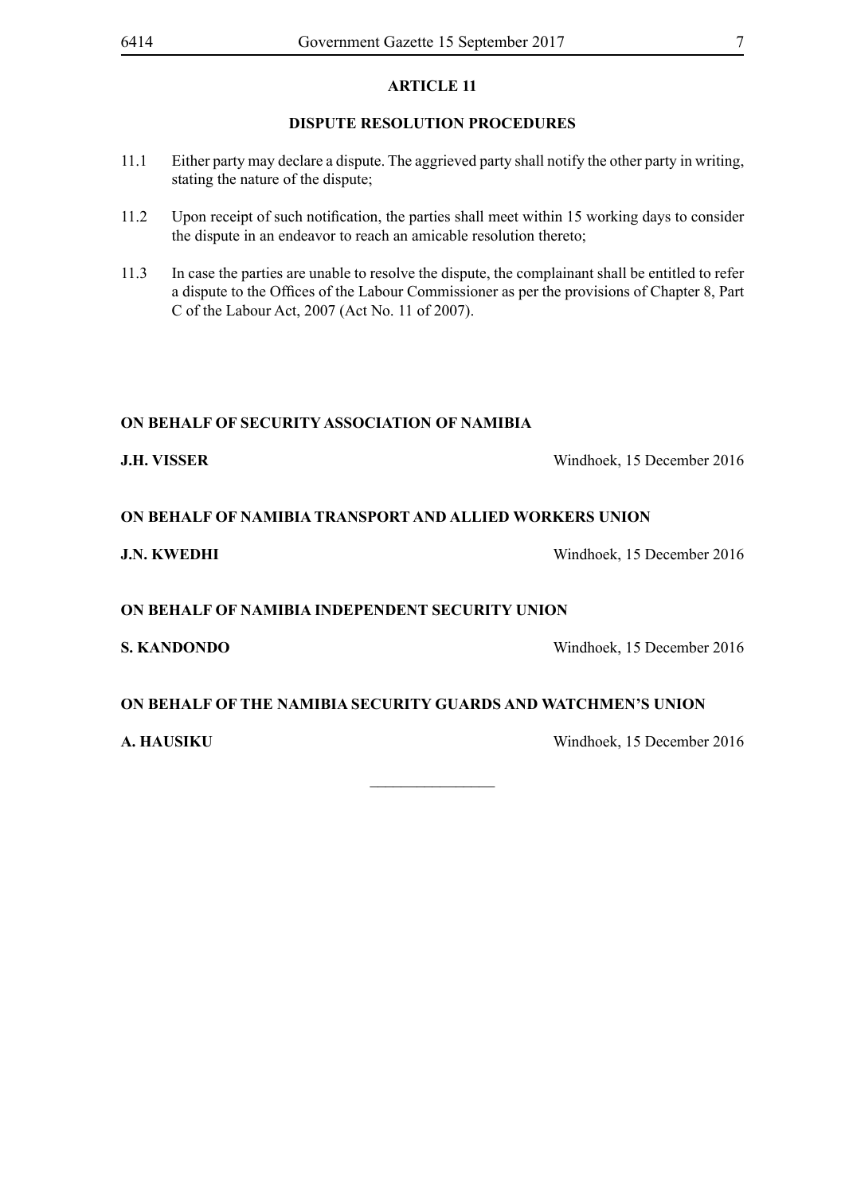## ARTICLE 11

### DISPUTE RESOLUTION PROCEDURES

11.1 Either party may declare a dispute. The aggrieved party shall notify the other party in writing, stating the nature of the dispute;

11.2 Upon receipt of such notification, the parties shall meet within 15 working days to consider the dispute in an endeavor to reach an amicable resolution thereto;

11.3 In case the parties are unable to resolve the dispute, the complainant shall be entitled to refer a dispute to the Offices of the Labour Commissioner as per the provisions of Chapter 8, Part C of the Labour Act, 2007 (Act No. 11 of 2007).

**ON BEHALF OF SECURITY ASSOCIATION OF NAMIBIA**

**J.H. VISSER** Windhoek, 15 December 2016

**ON BEHALF OF NAMIBIA TRANSPORT AND ALLIED WORKERS UNION**

**J.N. KWEDHI** Windhoek, 15 December 2016

**ON BEHALF OF NAMIBIA INDEPENDENT SECURITY UNION**

**S. KANDONDO** Windhoek, 15 December 2016

**ON BEHALF OF THE NAMIBIA SECURITY GUARDS AND WATCHMEN'S UNION**

**A. HAUSIKU** Windhoek, 15 December 2016

________________